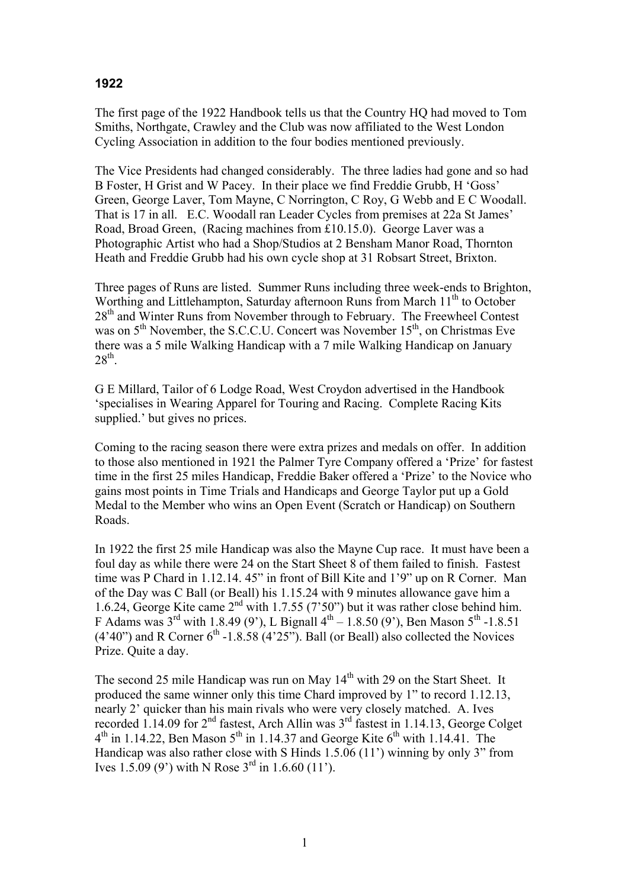# 1922

The first page of the 1922 Handbook tells us that the Country HQ had moved to Tom Smiths, Northgate, Crawley and the Club was now affiliated to the West London Cycling Association in addition to the four bodies mentioned previously.

The Vice Presidents had changed considerably. The three ladies had gone and so had B Foster, H Grist and W Pacey. In their place we find Freddie Grubb, H 'Goss' Green, George Laver, Tom Mayne, C Norrington, C Roy, G Webb and E C Woodall. That is 17 in all. E.C. Woodall ran Leader Cycles from premises at 22a St James' Road, Broad Green, (Racing machines from £10.15.0). George Laver was a Photographic Artist who had a Shop/Studios at 2 Bensham Manor Road, Thornton Heath and Freddie Grubb had his own cycle shop at 31 Robsart Street, Brixton.

Three pages of Runs are listed. Summer Runs including three week-ends to Brighton, Worthing and Littlehampton, Saturday afternoon Runs from March 11th to October 28th and Winter Runs from November through to February. The Freewheel Contest was on 5th November, the S.C.C.U. Concert was November 15th, on Christmas Eve there was a 5 mile Walking Handicap with a 7 mile Walking Handicap on January 28th.

G E Millard, Tailor of 6 Lodge Road, West Croydon advertised in the Handbook 'specialises in Wearing Apparel for Touring and Racing. Complete Racing Kits supplied.' but gives no prices.

Coming to the racing season there were extra prizes and medals on offer. In addition to those also mentioned in 1921 the Palmer Tyre Company offered a 'Prize' for fastest time in the first 25 miles Handicap, Freddie Baker offered a 'Prize' to the Novice who gains most points in Time Trials and Handicaps and George Taylor put up a Gold Medal to the Member who wins an Open Event (Scratch or Handicap) on Southern Roads.

In 1922 the first 25 mile Handicap was also the Mayne Cup race. It must have been a foul day as while there were 24 on the Start Sheet 8 of them failed to finish. Fastest time was P Chard in 1.12.14. 45" in front of Bill Kite and 1'9" up on R Corner. Man of the Day was C Ball (or Beall) his 1.15.24 with 9 minutes allowance gave him a 1.6.24, George Kite came 2nd with 1.7.55 (7'50") but it was rather close behind him. F Adams was 3rd with 1.8.49 (9'), L Bignall 4th – 1.8.50 (9'), Ben Mason 5th -1.8.51 (4'40") and R Corner 6th -1.8.58 (4'25"). Ball (or Beall) also collected the Novices Prize. Quite a day.

The second 25 mile Handicap was run on May 14th with 29 on the Start Sheet. It produced the same winner only this time Chard improved by 1" to record 1.12.13, nearly 2' quicker than his main rivals who were very closely matched. A. Ives recorded 1.14.09 for 2nd fastest, Arch Allin was 3rd fastest in 1.14.13, George Colget 4th in 1.14.22, Ben Mason 5th in 1.14.37 and George Kite 6th with 1.14.41. The Handicap was also rather close with S Hinds 1.5.06 (11') winning by only 3" from Ives 1.5.09 (9') with N Rose 3rd in 1.6.60 (11').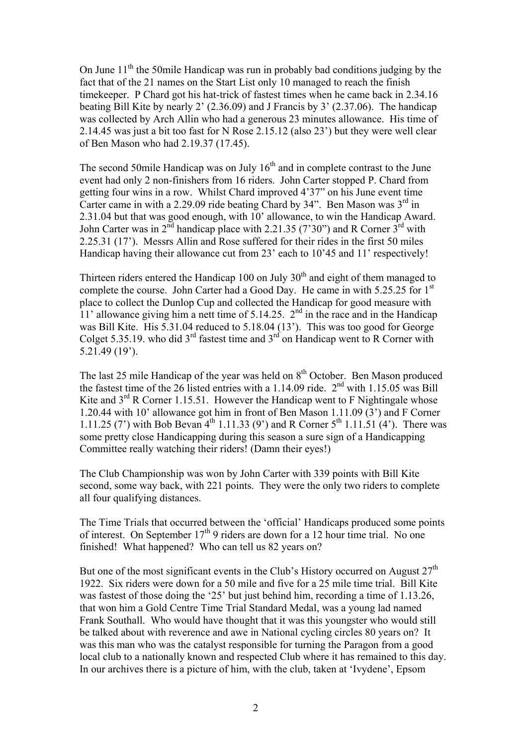On June 11th the 50mile Handicap was run in probably bad conditions judging by the fact that of the 21 names on the Start List only 10 managed to reach the finish timekeeper. P Chard got his hat-trick of fastest times when he came back in 2.34.16 beating Bill Kite by nearly 2' (2.36.09) and J Francis by 3' (2.37.06). The handicap was collected by Arch Allin who had a generous 23 minutes allowance. His time of 2.14.45 was just a bit too fast for N Rose 2.15.12 (also 23') but they were well clear of Ben Mason who had 2.19.37 (17.45).

The second 50mile Handicap was on July 16th and in complete contrast to the June event had only 2 non-finishers from 16 riders. John Carter stopped P. Chard from getting four wins in a row. Whilst Chard improved 4'37" on his June event time Carter came in with a 2.29.09 ride beating Chard by 34". Ben Mason was 3rd in 2.31.04 but that was good enough, with 10' allowance, to win the Handicap Award. John Carter was in 2nd handicap place with 2.21.35 (7'30") and R Corner 3rd with 2.25.31 (17'). Messrs Allin and Rose suffered for their rides in the first 50 miles Handicap having their allowance cut from 23' each to 10'45 and 11' respectively!

Thirteen riders entered the Handicap 100 on July 30th and eight of them managed to complete the course. John Carter had a Good Day. He came in with 5.25.25 for 1st place to collect the Dunlop Cup and collected the Handicap for good measure with 11' allowance giving him a nett time of 5.14.25. 2nd in the race and in the Handicap was Bill Kite. His 5.31.04 reduced to 5.18.04 (13'). This was too good for George Colget 5.35.19. who did 3rd fastest time and 3rd on Handicap went to R Corner with 5.21.49 (19').

The last 25 mile Handicap of the year was held on 8th October. Ben Mason produced the fastest time of the 26 listed entries with a 1.14.09 ride. 2nd with 1.15.05 was Bill Kite and 3rd R Corner 1.15.51. However the Handicap went to F Nightingale whose 1.20.44 with 10' allowance got him in front of Ben Mason 1.11.09 (3') and F Corner 1.11.25 (7') with Bob Bevan 4th 1.11.33 (9') and R Corner 5th 1.11.51 (4'). There was some pretty close Handicapping during this season a sure sign of a Handicapping Committee really watching their riders! (Damn their eyes!)

The Club Championship was won by John Carter with 339 points with Bill Kite second, some way back, with 221 points. They were the only two riders to complete all four qualifying distances.

The Time Trials that occurred between the 'official' Handicaps produced some points of interest. On September 17th 9 riders are down for a 12 hour time trial. No one finished! What happened? Who can tell us 82 years on?

But one of the most significant events in the Club's History occurred on August 27th 1922. Six riders were down for a 50 mile and five for a 25 mile time trial. Bill Kite was fastest of those doing the '25' but just behind him, recording a time of 1.13.26, that won him a Gold Centre Time Trial Standard Medal, was a young lad named Frank Southall. Who would have thought that it was this youngster who would still be talked about with reverence and awe in National cycling circles 80 years on? It was this man who was the catalyst responsible for turning the Paragon from a good local club to a nationally known and respected Club where it has remained to this day. In our archives there is a picture of him, with the club, taken at 'Ivydene', Epsom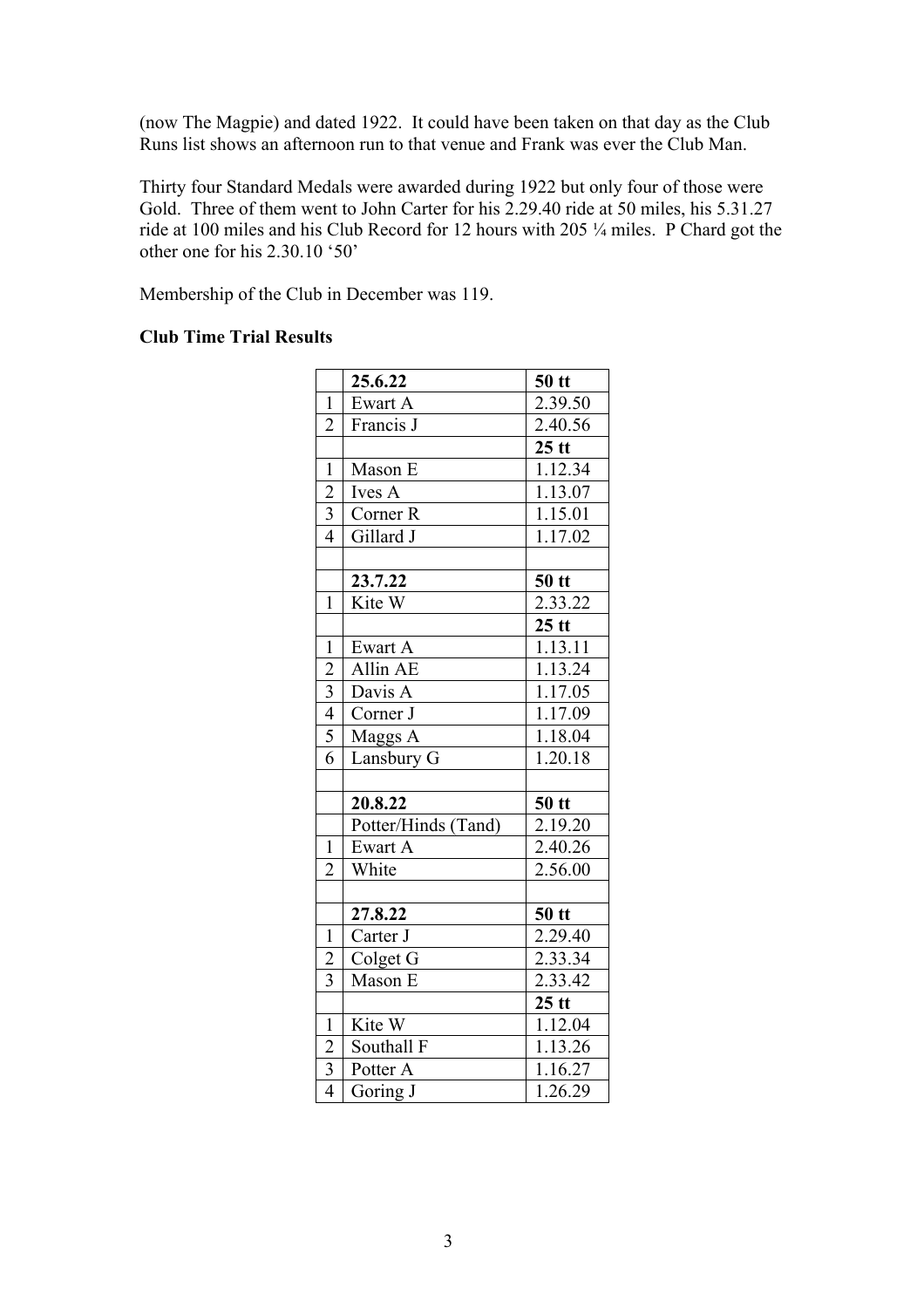(now The Magpie) and dated 1922. It could have been taken on that day as the Club Runs list shows an afternoon run to that venue and Frank was ever the Club Man.

Thirty four Standard Medals were awarded during 1922 but only four of those were Gold. Three of them went to John Carter for his 2.29.40 ride at 50 miles, his 5.31.27 ride at 100 miles and his Club Record for 12 hours with 205 ¼ miles. P Chard got the other one for his 2.30.10 '50'

Membership of the Club in December was 119.

**Club Time Trial Results**

| | **25.6.22** | **50 tt** |
|---|---|---|
| 1 | Ewart A | 2.39.50 |
| 2 | Francis J | 2.40.56 |
| | | **25 tt** |
| 1 | Mason E | 1.12.34 |
| 2 | Ives A | 1.13.07 |
| 3 | Corner R | 1.15.01 |
| 4 | Gillard J | 1.17.02 |
| | | |
| | **23.7.22** | **50 tt** |
| 1 | Kite W | 2.33.22 |
| | | **25 tt** |
| 1 | Ewart A | 1.13.11 |
| 2 | Allin AE | 1.13.24 |
| 3 | Davis A | 1.17.05 |
| 4 | Corner J | 1.17.09 |
| 5 | Maggs A | 1.18.04 |
| 6 | Lansbury G | 1.20.18 |
| | | |
| | **20.8.22** | **50 tt** |
| | Potter/Hinds (Tand) | 2.19.20 |
| 1 | Ewart A | 2.40.26 |
| 2 | White | 2.56.00 |
| | | |
| | **27.8.22** | **50 tt** |
| 1 | Carter J | 2.29.40 |
| 2 | Colget G | 2.33.34 |
| 3 | Mason E | 2.33.42 |
| | | **25 tt** |
| 1 | Kite W | 1.12.04 |
| 2 | Southall F | 1.13.26 |
| 3 | Potter A | 1.16.27 |
| 4 | Goring J | 1.26.29 |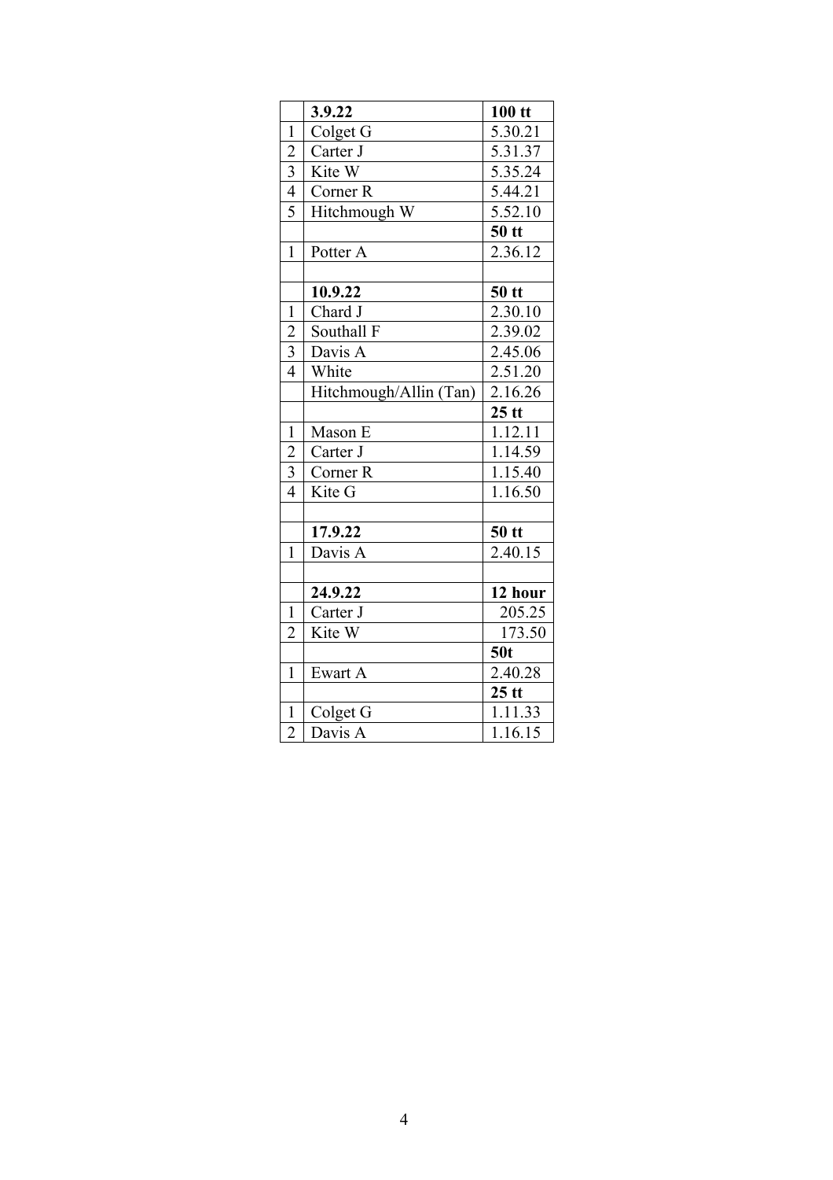| | | |
|---|---|---|
| | **3.9.22** | **100 tt** |
| 1 | Colget G | 5.30.21 |
| 2 | Carter J | 5.31.37 |
| 3 | Kite W | 5.35.24 |
| 4 | Corner R | 5.44.21 |
| 5 | Hitchmough W | 5.52.10 |
| | | **50 tt** |
| 1 | Potter A | 2.36.12 |
| | | |
| | **10.9.22** | **50 tt** |
| 1 | Chard J | 2.30.10 |
| 2 | Southall F | 2.39.02 |
| 3 | Davis A | 2.45.06 |
| 4 | White | 2.51.20 |
| | Hitchmough/Allin (Tan) | 2.16.26 |
| | | **25 tt** |
| 1 | Mason E | 1.12.11 |
| 2 | Carter J | 1.14.59 |
| 3 | Corner R | 1.15.40 |
| 4 | Kite G | 1.16.50 |
| | | |
| | **17.9.22** | **50 tt** |
| 1 | Davis A | 2.40.15 |
| | | |
| | **24.9.22** | **12 hour** |
| 1 | Carter J | 205.25 |
| 2 | Kite W | 173.50 |
| | | **50t** |
| 1 | Ewart A | 2.40.28 |
| | | **25 tt** |
| 1 | Colget G | 1.11.33 |
| 2 | Davis A | 1.16.15 |